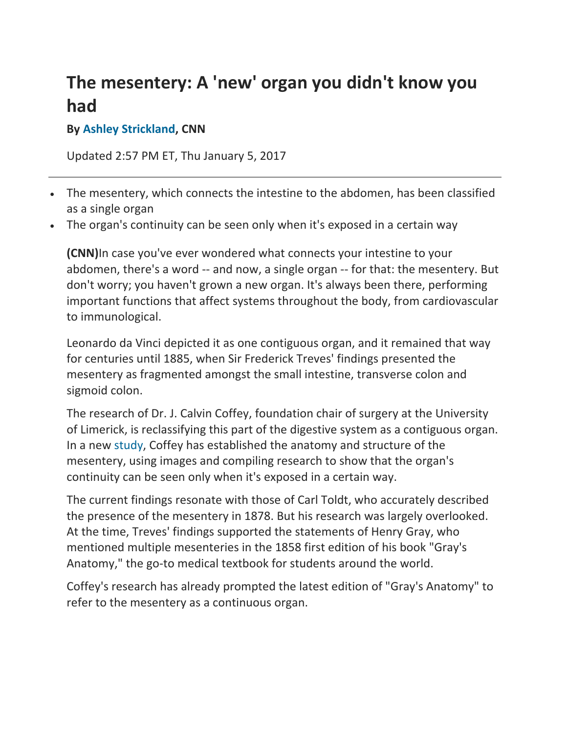# The mesentery: A 'new' organ you didn't know you had

**By Ashley Strickland, CNN**

Updated 2:57 PM ET, Thu January 5, 2017

---

- The mesentery, which connects the intestine to the abdomen, has been classified as a single organ
- The organ's continuity can be seen only when it's exposed in a certain way

**(CNN)**In case you've ever wondered what connects your intestine to your abdomen, there's a word -- and now, a single organ -- for that: the mesentery. But don't worry; you haven't grown a new organ. It's always been there, performing important functions that affect systems throughout the body, from cardiovascular to immunological.

Leonardo da Vinci depicted it as one contiguous organ, and it remained that way for centuries until 1885, when Sir Frederick Treves' findings presented the mesentery as fragmented amongst the small intestine, transverse colon and sigmoid colon.

The research of Dr. J. Calvin Coffey, foundation chair of surgery at the University of Limerick, is reclassifying this part of the digestive system as a contiguous organ. In a new study, Coffey has established the anatomy and structure of the mesentery, using images and compiling research to show that the organ's continuity can be seen only when it's exposed in a certain way.

The current findings resonate with those of Carl Toldt, who accurately described the presence of the mesentery in 1878. But his research was largely overlooked. At the time, Treves' findings supported the statements of Henry Gray, who mentioned multiple mesenteries in the 1858 first edition of his book "Gray's Anatomy," the go-to medical textbook for students around the world.

Coffey's research has already prompted the latest edition of "Gray's Anatomy" to refer to the mesentery as a continuous organ.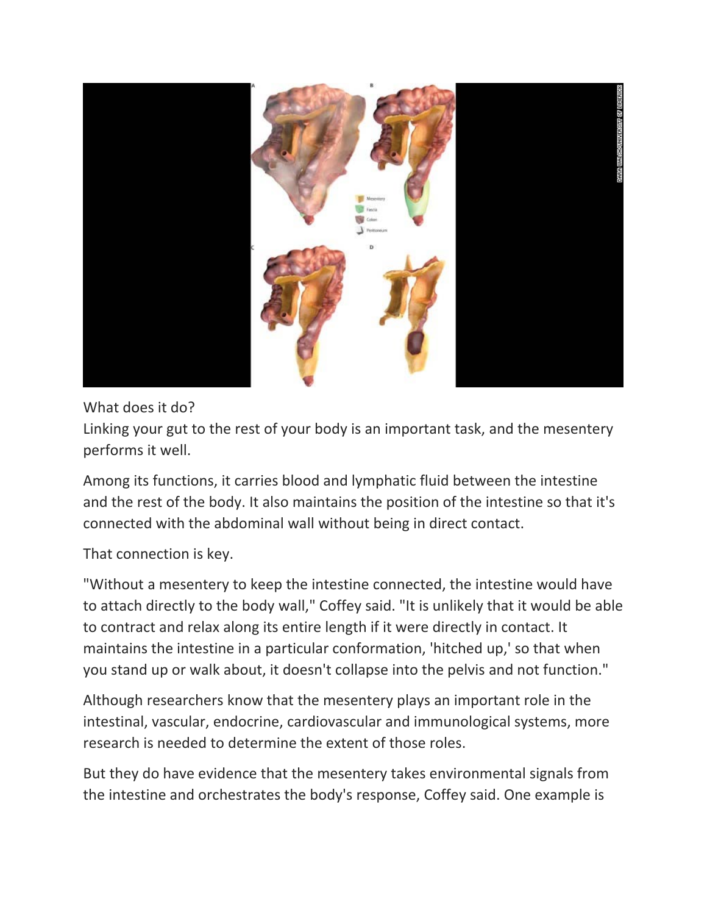What does it do?

Linking your gut to the rest of your body is an important task, and the mesentery performs it well.

Among its functions, it carries blood and lymphatic fluid between the intestine and the rest of the body. It also maintains the position of the intestine so that it's connected with the abdominal wall without being in direct contact.

That connection is key.

"Without a mesentery to keep the intestine connected, the intestine would have to attach directly to the body wall," Coffey said. "It is unlikely that it would be able to contract and relax along its entire length if it were directly in contact. It maintains the intestine in a particular conformation, 'hitched up,' so that when you stand up or walk about, it doesn't collapse into the pelvis and not function."

Although researchers know that the mesentery plays an important role in the intestinal, vascular, endocrine, cardiovascular and immunological systems, more research is needed to determine the extent of those roles.

But they do have evidence that the mesentery takes environmental signals from the intestine and orchestrates the body's response, Coffey said. One example is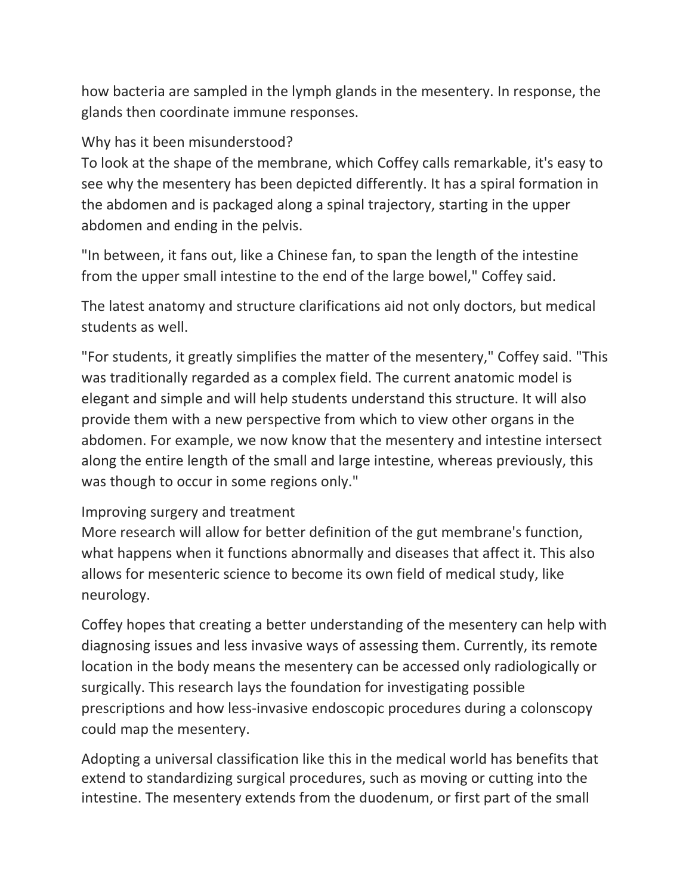how bacteria are sampled in the lymph glands in the mesentery. In response, the glands then coordinate immune responses.

## Why has it been misunderstood?

To look at the shape of the membrane, which Coffey calls remarkable, it's easy to see why the mesentery has been depicted differently. It has a spiral formation in the abdomen and is packaged along a spinal trajectory, starting in the upper abdomen and ending in the pelvis.

"In between, it fans out, like a Chinese fan, to span the length of the intestine from the upper small intestine to the end of the large bowel," Coffey said.

The latest anatomy and structure clarifications aid not only doctors, but medical students as well.

"For students, it greatly simplifies the matter of the mesentery," Coffey said. "This was traditionally regarded as a complex field. The current anatomic model is elegant and simple and will help students understand this structure. It will also provide them with a new perspective from which to view other organs in the abdomen. For example, we now know that the mesentery and intestine intersect along the entire length of the small and large intestine, whereas previously, this was though to occur in some regions only."

## Improving surgery and treatment

More research will allow for better definition of the gut membrane's function, what happens when it functions abnormally and diseases that affect it. This also allows for mesenteric science to become its own field of medical study, like neurology.

Coffey hopes that creating a better understanding of the mesentery can help with diagnosing issues and less invasive ways of assessing them. Currently, its remote location in the body means the mesentery can be accessed only radiologically or surgically. This research lays the foundation for investigating possible prescriptions and how less-invasive endoscopic procedures during a colonscopy could map the mesentery.

Adopting a universal classification like this in the medical world has benefits that extend to standardizing surgical procedures, such as moving or cutting into the intestine. The mesentery extends from the duodenum, or first part of the small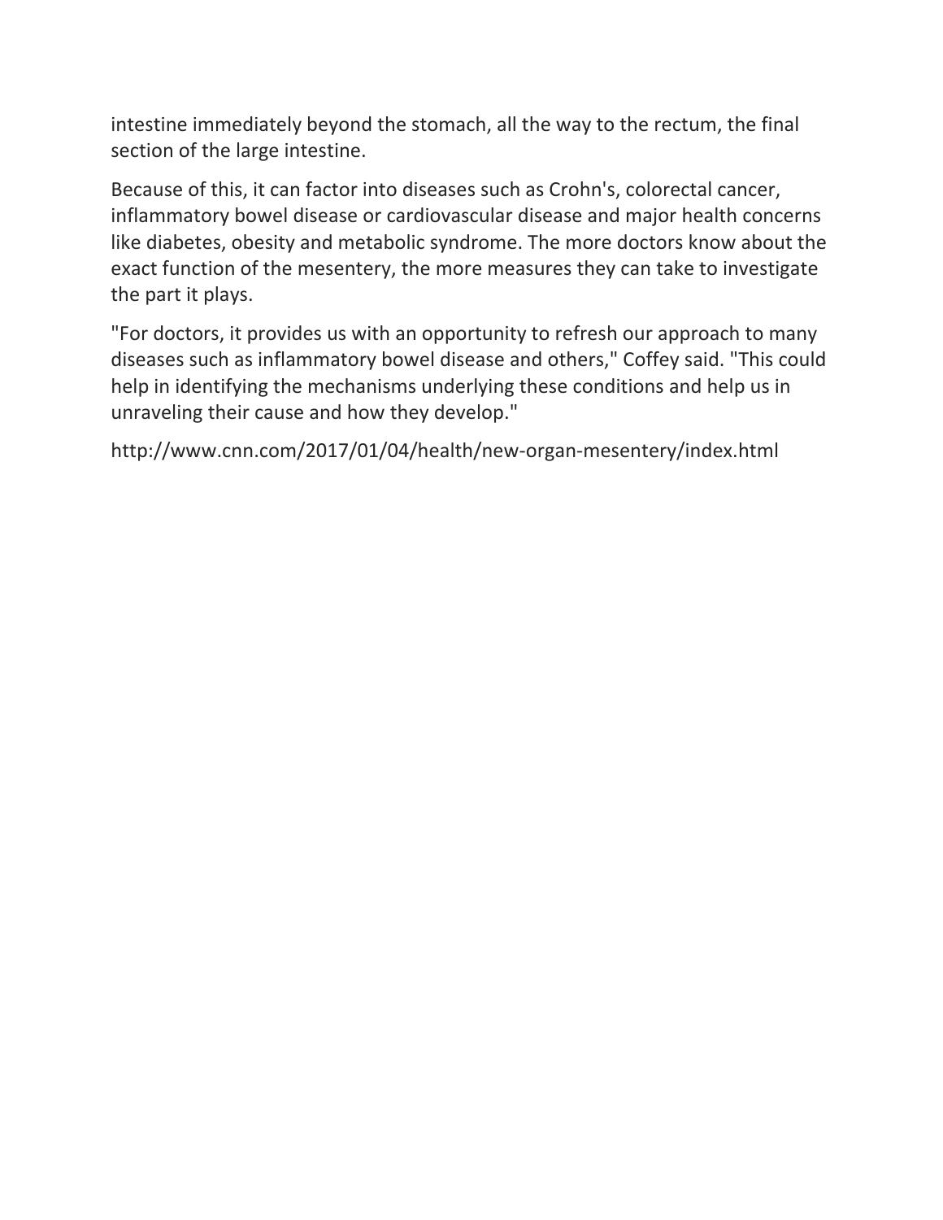intestine immediately beyond the stomach, all the way to the rectum, the final section of the large intestine.

Because of this, it can factor into diseases such as Crohn's, colorectal cancer, inflammatory bowel disease or cardiovascular disease and major health concerns like diabetes, obesity and metabolic syndrome. The more doctors know about the exact function of the mesentery, the more measures they can take to investigate the part it plays.

"For doctors, it provides us with an opportunity to refresh our approach to many diseases such as inflammatory bowel disease and others," Coffey said. "This could help in identifying the mechanisms underlying these conditions and help us in unraveling their cause and how they develop."

http://www.cnn.com/2017/01/04/health/new-organ-mesentery/index.html